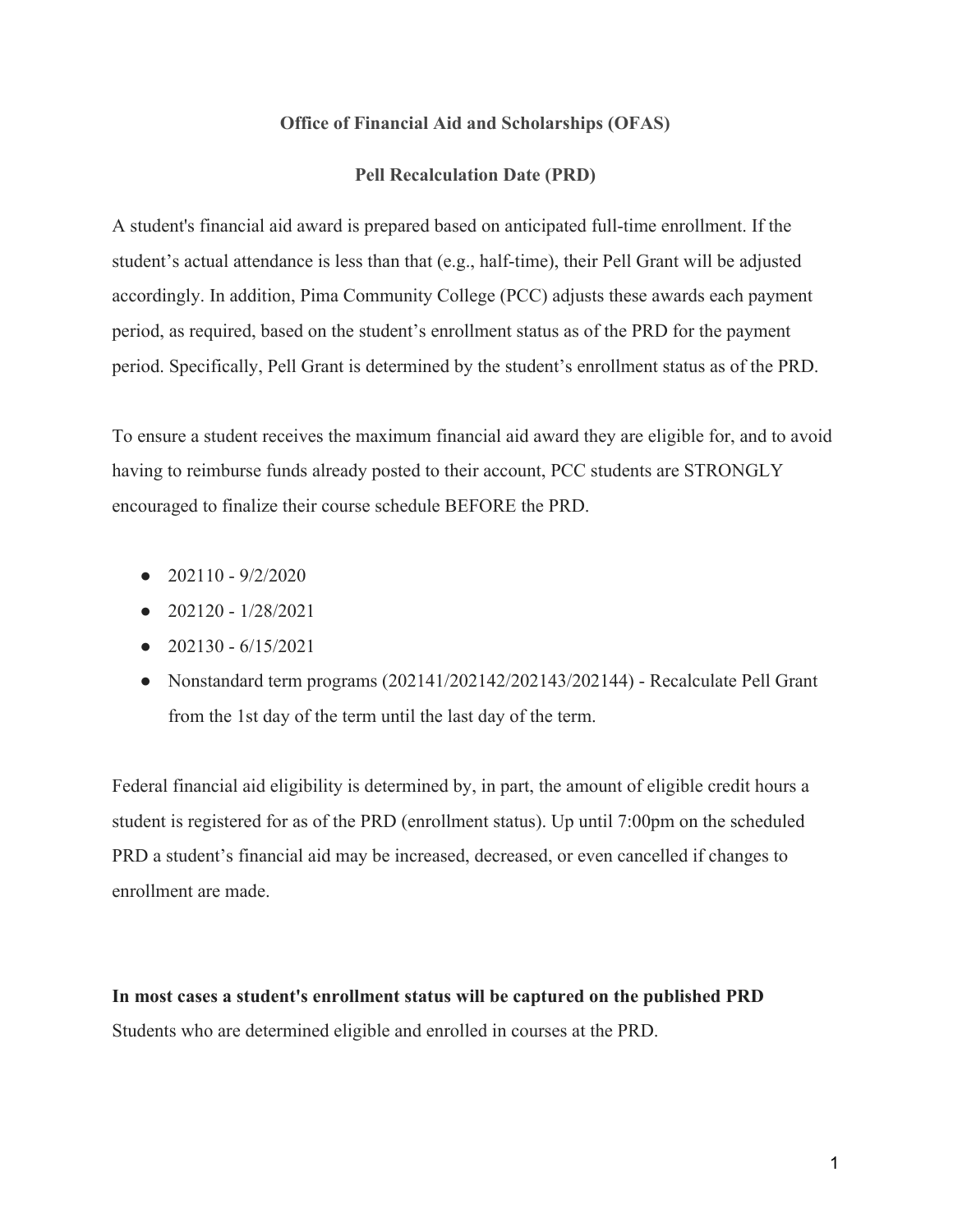**Office of Financial Aid and Scholarships (OFAS)**

**Pell Recalculation Date (PRD)**

A student's financial aid award is prepared based on anticipated full-time enrollment. If the student's actual attendance is less than that (e.g., half-time), their Pell Grant will be adjusted accordingly. In addition, Pima Community College (PCC) adjusts these awards each payment period, as required, based on the student's enrollment status as of the PRD for the payment period. Specifically, Pell Grant is determined by the student's enrollment status as of the PRD.

To ensure a student receives the maximum financial aid award they are eligible for, and to avoid having to reimburse funds already posted to their account, PCC students are STRONGLY encouraged to finalize their course schedule BEFORE the PRD.

- 202110 - 9/2/2020
- 202120 - 1/28/2021
- 202130 - 6/15/2021
- Nonstandard term programs (202141/202142/202143/202144) - Recalculate Pell Grant from the 1st day of the term until the last day of the term.

Federal financial aid eligibility is determined by, in part, the amount of eligible credit hours a student is registered for as of the PRD (enrollment status). Up until 7:00pm on the scheduled PRD a student's financial aid may be increased, decreased, or even cancelled if changes to enrollment are made.

**In most cases a student's enrollment status will be captured on the published PRD**

Students who are determined eligible and enrolled in courses at the PRD.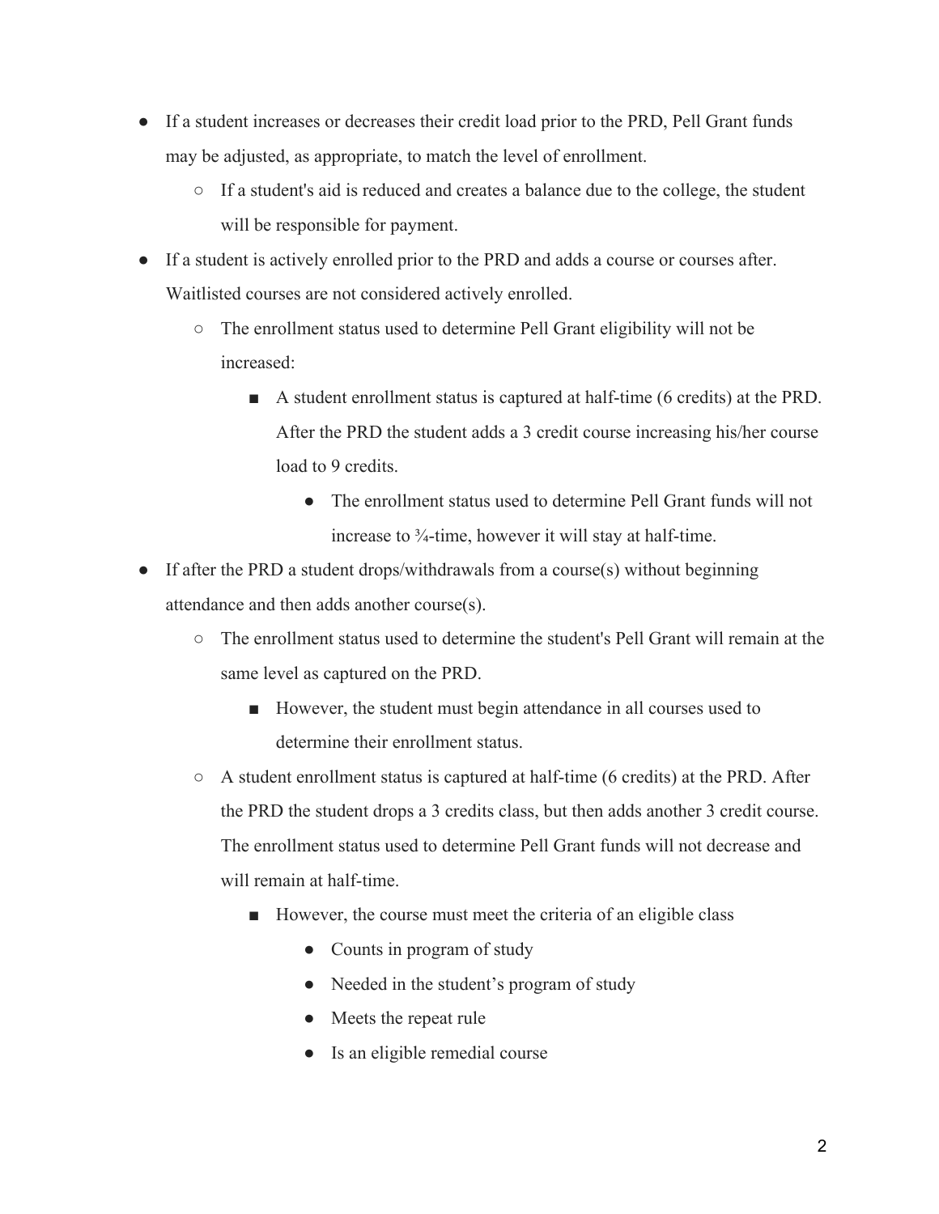- If a student increases or decreases their credit load prior to the PRD, Pell Grant funds may be adjusted, as appropriate, to match the level of enrollment.
    - If a student's aid is reduced and creates a balance due to the college, the student will be responsible for payment.
- If a student is actively enrolled prior to the PRD and adds a course or courses after. Waitlisted courses are not considered actively enrolled.
    - The enrollment status used to determine Pell Grant eligibility will not be increased:
        - A student enrollment status is captured at half-time (6 credits) at the PRD. After the PRD the student adds a 3 credit course increasing his/her course load to 9 credits.
            - The enrollment status used to determine Pell Grant funds will not increase to ¾-time, however it will stay at half-time.
- If after the PRD a student drops/withdrawals from a course(s) without beginning attendance and then adds another course(s).
    - The enrollment status used to determine the student's Pell Grant will remain at the same level as captured on the PRD.
        - However, the student must begin attendance in all courses used to determine their enrollment status.
    - A student enrollment status is captured at half-time (6 credits) at the PRD. After the PRD the student drops a 3 credits class, but then adds another 3 credit course. The enrollment status used to determine Pell Grant funds will not decrease and will remain at half-time.
        - However, the course must meet the criteria of an eligible class
            - Counts in program of study
            - Needed in the student's program of study
            - Meets the repeat rule
            - Is an eligible remedial course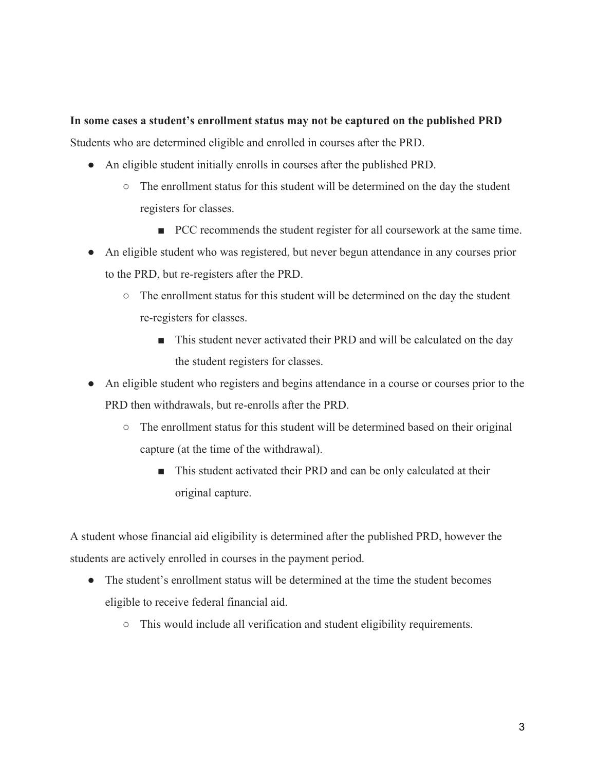**In some cases a student's enrollment status may not be captured on the published PRD**

Students who are determined eligible and enrolled in courses after the PRD.

- An eligible student initially enrolls in courses after the published PRD.
    - The enrollment status for this student will be determined on the day the student registers for classes.
        - PCC recommends the student register for all coursework at the same time.
- An eligible student who was registered, but never begun attendance in any courses prior to the PRD, but re-registers after the PRD.
    - The enrollment status for this student will be determined on the day the student re-registers for classes.
        - This student never activated their PRD and will be calculated on the day the student registers for classes.
- An eligible student who registers and begins attendance in a course or courses prior to the PRD then withdrawals, but re-enrolls after the PRD.
    - The enrollment status for this student will be determined based on their original capture (at the time of the withdrawal).
        - This student activated their PRD and can be only calculated at their original capture.

A student whose financial aid eligibility is determined after the published PRD, however the students are actively enrolled in courses in the payment period.

- The student's enrollment status will be determined at the time the student becomes eligible to receive federal financial aid.
    - This would include all verification and student eligibility requirements.